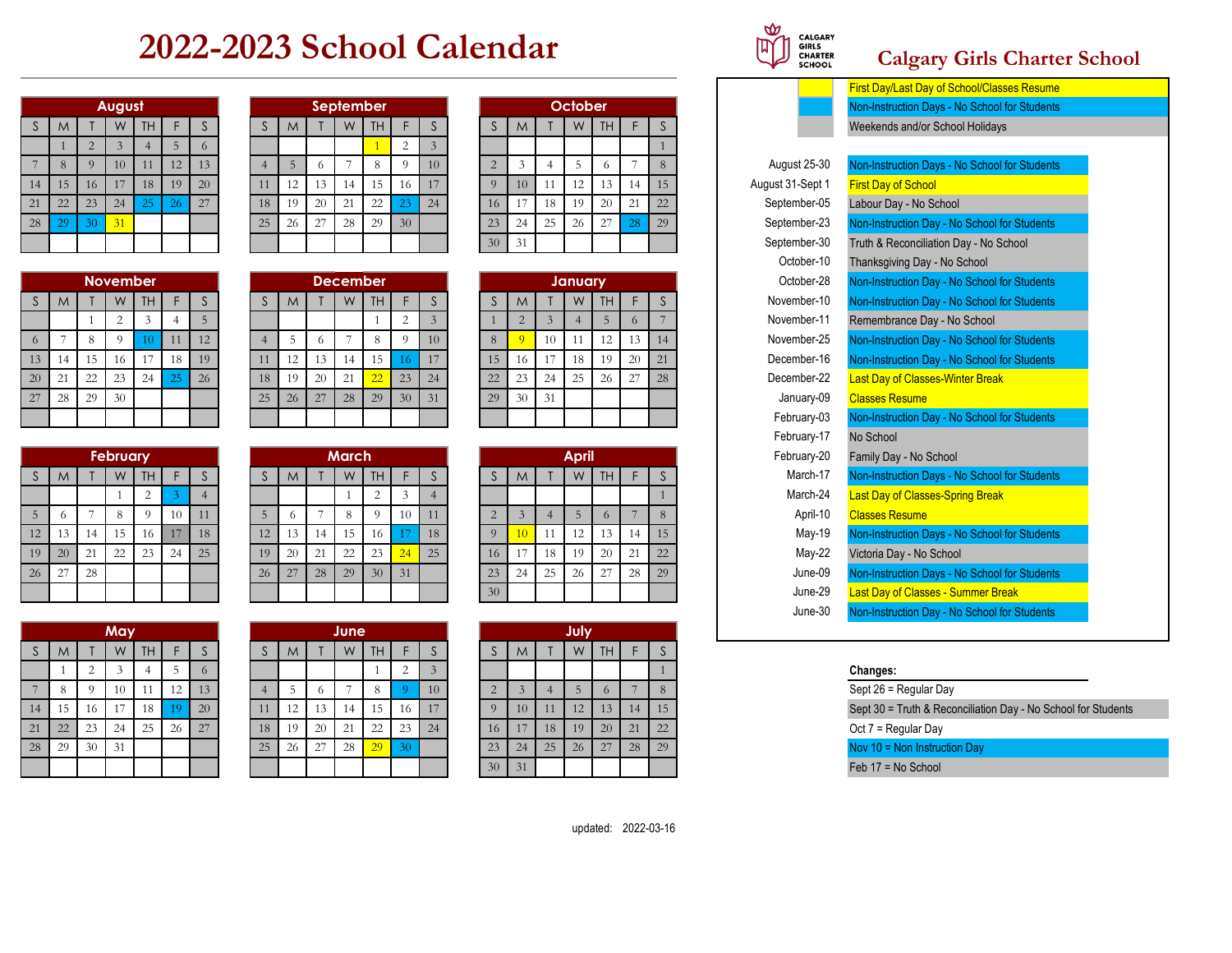# 2022-2023 School Calendar

## Calgary Girls Charter School

### August

| S | M | T | W | TH | F | S |
|---|---|---|---|---|---|---|
| | 1 | 2 | 3 | 4 | 5 | 6 |
| 7 | 8 | 9 | 10 | 11 | 12 | 13 |
| 14 | 15 | 16 | 17 | 18 | 19 | 20 |
| 21 | 22 | 23 | 24 | 25 | 26 | 27 |
| 28 | 29 | 30 | 31 | | | |

### September

| S | M | T | W | TH | F | S |
|---|---|---|---|---|---|---|
| | | | | 1 | 2 | 3 |
| 4 | 5 | 6 | 7 | 8 | 9 | 10 |
| 11 | 12 | 13 | 14 | 15 | 16 | 17 |
| 18 | 19 | 20 | 21 | 22 | 23 | 24 |
| 25 | 26 | 27 | 28 | 29 | 30 | |

### October

| S | M | T | W | TH | F | S |
|---|---|---|---|---|---|---|
| | | | | | | 1 |
| 2 | 3 | 4 | 5 | 6 | 7 | 8 |
| 9 | 10 | 11 | 12 | 13 | 14 | 15 |
| 16 | 17 | 18 | 19 | 20 | 21 | 22 |
| 23 | 24 | 25 | 26 | 27 | 28 | 29 |
| 30 | 31 | | | | | |

### November

| S | M | T | W | TH | F | S |
|---|---|---|---|---|---|---|
| | | 1 | 2 | 3 | 4 | 5 |
| 6 | 7 | 8 | 9 | 10 | 11 | 12 |
| 13 | 14 | 15 | 16 | 17 | 18 | 19 |
| 20 | 21 | 22 | 23 | 24 | 25 | 26 |
| 27 | 28 | 29 | 30 | | | |

### December

| S | M | T | W | TH | F | S |
|---|---|---|---|---|---|---|
| | | | | 1 | 2 | 3 |
| 4 | 5 | 6 | 7 | 8 | 9 | 10 |
| 11 | 12 | 13 | 14 | 15 | 16 | 17 |
| 18 | 19 | 20 | 21 | 22 | 23 | 24 |
| 25 | 26 | 27 | 28 | 29 | 30 | 31 |

### January

| S | M | T | W | TH | F | S |
|---|---|---|---|---|---|---|
| 1 | 2 | 3 | 4 | 5 | 6 | 7 |
| 8 | 9 | 10 | 11 | 12 | 13 | 14 |
| 15 | 16 | 17 | 18 | 19 | 20 | 21 |
| 22 | 23 | 24 | 25 | 26 | 27 | 28 |
| 29 | 30 | 31 | | | | |

### February

| S | M | T | W | TH | F | S |
|---|---|---|---|---|---|---|
| | | | 1 | 2 | 3 | 4 |
| 5 | 6 | 7 | 8 | 9 | 10 | 11 |
| 12 | 13 | 14 | 15 | 16 | 17 | 18 |
| 19 | 20 | 21 | 22 | 23 | 24 | 25 |
| 26 | 27 | 28 | | | | |

### March

| S | M | T | W | TH | F | S |
|---|---|---|---|---|---|---|
| | | | 1 | 2 | 3 | 4 |
| 5 | 6 | 7 | 8 | 9 | 10 | 11 |
| 12 | 13 | 14 | 15 | 16 | 17 | 18 |
| 19 | 20 | 21 | 22 | 23 | 24 | 25 |
| 26 | 27 | 28 | 29 | 30 | 31 | |

### April

| S | M | T | W | TH | F | S |
|---|---|---|---|---|---|---|
| | | | | | | 1 |
| 2 | 3 | 4 | 5 | 6 | 7 | 8 |
| 9 | 10 | 11 | 12 | 13 | 14 | 15 |
| 16 | 17 | 18 | 19 | 20 | 21 | 22 |
| 23 | 24 | 25 | 26 | 27 | 28 | 29 |
| 30 | | | | | | |

### May

| S | M | T | W | TH | F | S |
|---|---|---|---|---|---|---|
| | 1 | 2 | 3 | 4 | 5 | 6 |
| 7 | 8 | 9 | 10 | 11 | 12 | 13 |
| 14 | 15 | 16 | 17 | 18 | 19 | 20 |
| 21 | 22 | 23 | 24 | 25 | 26 | 27 |
| 28 | 29 | 30 | 31 | | | |

### June

| S | M | T | W | TH | F | S |
|---|---|---|---|---|---|---|
| | | | | 1 | 2 | 3 |
| 4 | 5 | 6 | 7 | 8 | 9 | 10 |
| 11 | 12 | 13 | 14 | 15 | 16 | 17 |
| 18 | 19 | 20 | 21 | 22 | 23 | 24 |
| 25 | 26 | 27 | 28 | 29 | 30 | |

### July

| S | M | T | W | TH | F | S |
|---|---|---|---|---|---|---|
| | | | | | | 1 |
| 2 | 3 | 4 | 5 | 6 | 7 | 8 |
| 9 | 10 | 11 | 12 | 13 | 14 | 15 |
| 16 | 17 | 18 | 19 | 20 | 21 | 22 |
| 23 | 24 | 25 | 26 | 27 | 28 | 29 |
| 30 | 31 | | | | | |

### Legend

- First Day/Last Day of School/Classes Resume
- Non-Instruction Days - No School for Students
- Weekends and/or School Holidays

### Key Dates

| Date | Event |
|---|---|
| August 25-30 | Non-Instruction Days - No School for Students |
| August 31-Sept 1 | First Day of School |
| September-05 | Labour Day - No School |
| September-23 | Non-Instruction Day - No School for Students |
| September-30 | Truth & Reconciliation Day - No School |
| October-10 | Thanksgiving Day - No School |
| October-28 | Non-Instruction Days - No School for Students |
| November-10 | Non-Instruction Days - No School for Students |
| November-11 | Remembrance Day - No School |
| November-25 | Non-Instruction Days - No School for Students |
| December-16 | Non-Instruction Days - No School for Students |
| December-22 | Last Day of Classes-Winter Break |
| January-09 | Classes Resume |
| February-03 | Non-Instruction Days - No School for Students |
| February-17 | No School |
| February-20 | Family Day - No School |
| March-17 | Non-Instruction Days - No School for Students |
| March-24 | Last Day of Classes-Spring Break |
| April-10 | Classes Resume |
| May-19 | Non-Instruction Days - No School for Students |
| May-22 | Victoria Day - No School |
| June-09 | Non-Instruction Days - No School for Students |
| June-29 | Last Day of Classes - Summer Break |
| June-30 | Non-Instruction Day - No School for Students |

**Changes:**

- Sept 26 = Regular Day
- Sept 30 = Truth & Reconciliation Day - No School for Students
- Oct 7 = Regular Day
- Nov 10 = Non Instruction Day
- Feb 17 = No School

updated: 2022-03-16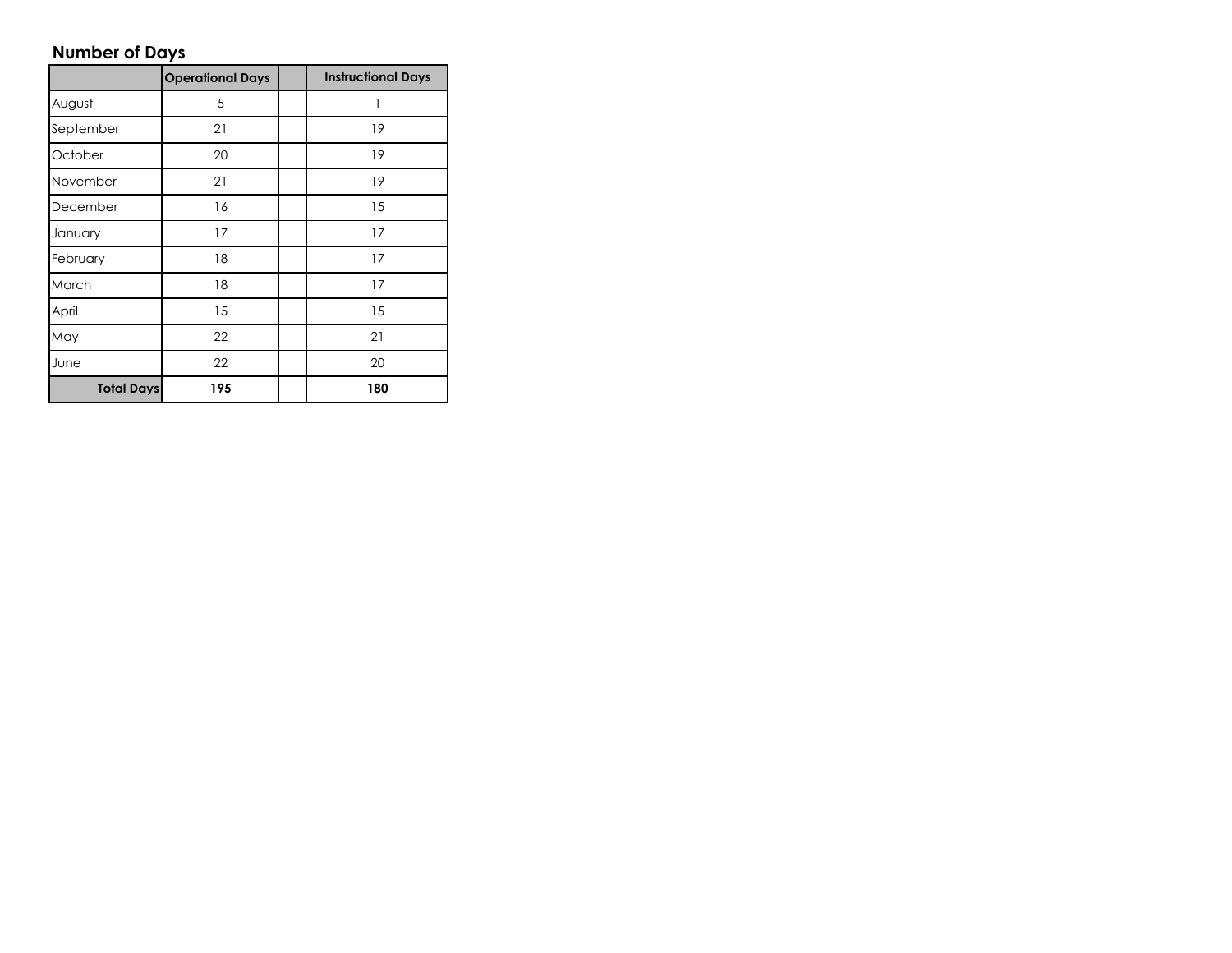## Number of Days

| | Operational Days | | Instructional Days |
|---|---|---|---|
| August | 5 | | 1 |
| September | 21 | | 19 |
| October | 20 | | 19 |
| November | 21 | | 19 |
| December | 16 | | 15 |
| January | 17 | | 17 |
| February | 18 | | 17 |
| March | 18 | | 17 |
| April | 15 | | 15 |
| May | 22 | | 21 |
| June | 22 | | 20 |
| **Total Days** | **195** | | **180** |